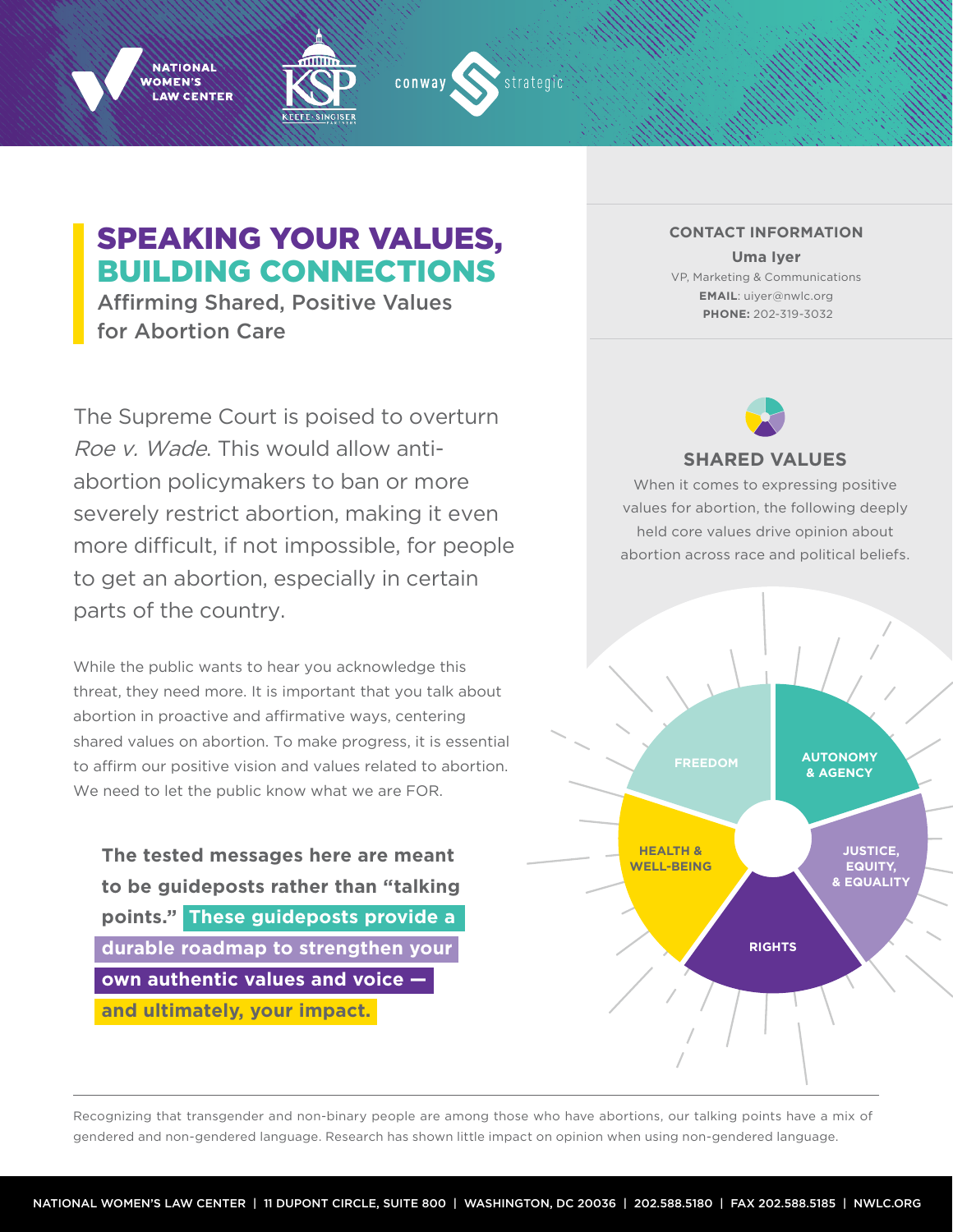# SPEAKING YOUR VALUES, BUILDING CONNECTIONS

## Affirming Shared, Positive Values for Abortion Care

The Supreme Court is poised to overturn *Roe v. Wade*. This would allow anti-abortion policymakers to ban or more severely restrict abortion, making it even more difficult, if not impossible, for people to get an abortion, especially in certain parts of the country.

While the public wants to hear you acknowledge this threat, they need more. It is important that you talk about abortion in proactive and affirmative ways, centering shared values on abortion. To make progress, it is essential to affirm our positive vision and values related to abortion. We need to let the public know what we are FOR.

**The tested messages here are meant to be guideposts rather than "talking points." These guideposts provide a durable roadmap to strengthen your own authentic values and voice — and ultimately, your impact.**

### CONTACT INFORMATION

**Uma Iyer**
VP, Marketing & Communications
**EMAIL**: uiyer@nwlc.org
**PHONE:** 202-319-3032

### SHARED VALUES

When it comes to expressing positive values for abortion, the following deeply held core values drive opinion about abortion across race and political beliefs.

- FREEDOM
- AUTONOMY & AGENCY
- JUSTICE, EQUITY, & EQUALITY
- RIGHTS
- HEALTH & WELL-BEING

Recognizing that transgender and non-binary people are among those who have abortions, our talking points have a mix of gendered and non-gendered language. Research has shown little impact on opinion when using non-gendered language.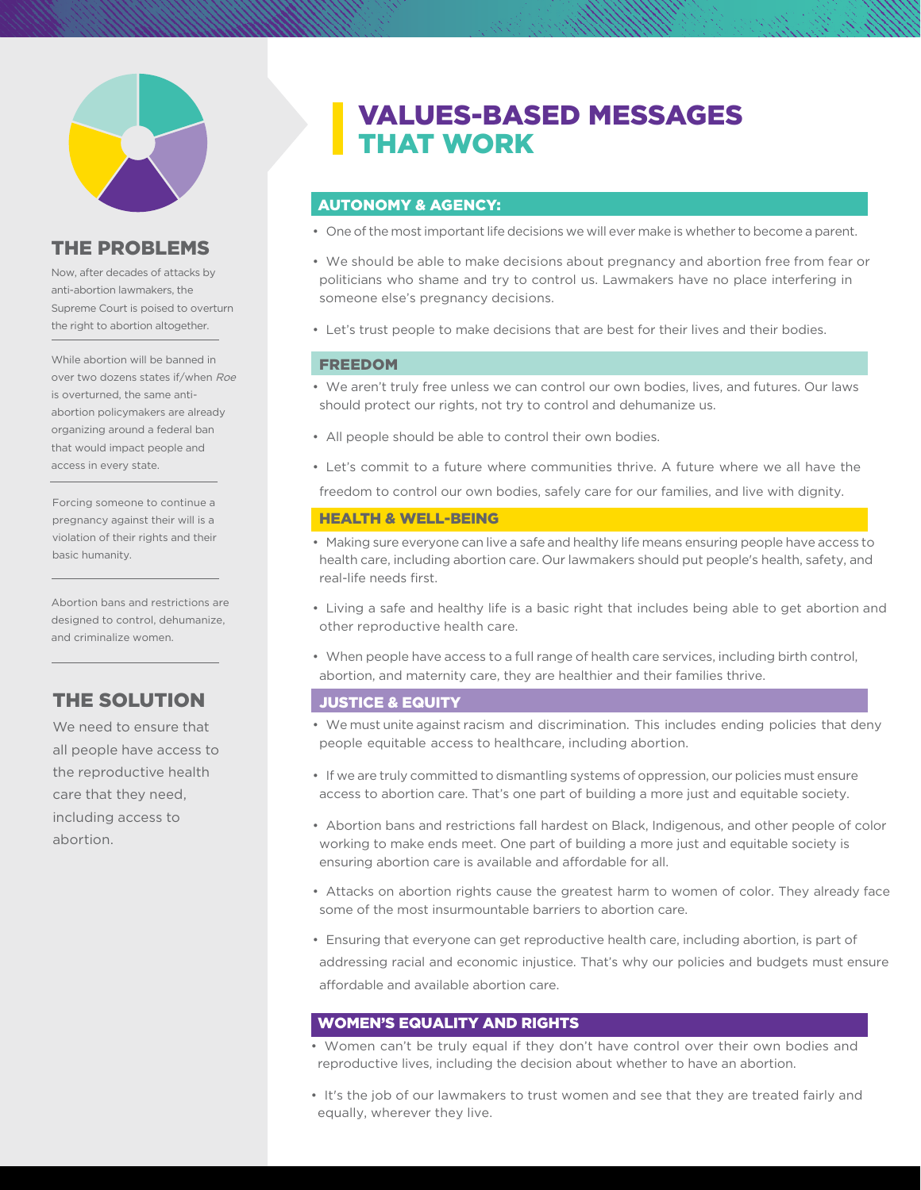## THE PROBLEMS

Now, after decades of attacks by anti-abortion lawmakers, the Supreme Court is poised to overturn the right to abortion altogether.

While abortion will be banned in over two dozens states if/when *Roe* is overturned, the same anti-abortion policymakers are already organizing around a federal ban that would impact people and access in every state.

Forcing someone to continue a pregnancy against their will is a violation of their rights and their basic humanity.

Abortion bans and restrictions are designed to control, dehumanize, and criminalize women.

## THE SOLUTION

We need to ensure that all people have access to the reproductive health care that they need, including access to abortion.

# VALUES-BASED MESSAGES THAT WORK

### AUTONOMY & AGENCY:

- One of the most important life decisions we will ever make is whether to become a parent.
- We should be able to make decisions about pregnancy and abortion free from fear or politicians who shame and try to control us. Lawmakers have no place interfering in someone else's pregnancy decisions.
- Let's trust people to make decisions that are best for their lives and their bodies.

### FREEDOM

- We aren't truly free unless we can control our own bodies, lives, and futures. Our laws should protect our rights, not try to control and dehumanize us.
- All people should be able to control their own bodies.
- Let's commit to a future where communities thrive. A future where we all have the freedom to control our own bodies, safely care for our families, and live with dignity.

### HEALTH & WELL-BEING

- Making sure everyone can live a safe and healthy life means ensuring people have access to health care, including abortion care. Our lawmakers should put people's health, safety, and real-life needs first.
- Living a safe and healthy life is a basic right that includes being able to get abortion and other reproductive health care.
- When people have access to a full range of health care services, including birth control, abortion, and maternity care, they are healthier and their families thrive.

### JUSTICE & EQUITY

- We must unite against racism and discrimination. This includes ending policies that deny people equitable access to healthcare, including abortion.
- If we are truly committed to dismantling systems of oppression, our policies must ensure access to abortion care. That's one part of building a more just and equitable society.
- Abortion bans and restrictions fall hardest on Black, Indigenous, and other people of color working to make ends meet. One part of building a more just and equitable society is ensuring abortion care is available and affordable for all.
- Attacks on abortion rights cause the greatest harm to women of color. They already face some of the most insurmountable barriers to abortion care.
- Ensuring that everyone can get reproductive health care, including abortion, is part of addressing racial and economic injustice. That's why our policies and budgets must ensure affordable and available abortion care.

### WOMEN'S EQUALITY AND RIGHTS

- Women can't be truly equal if they don't have control over their own bodies and reproductive lives, including the decision about whether to have an abortion.
- It's the job of our lawmakers to trust women and see that they are treated fairly and equally, wherever they live.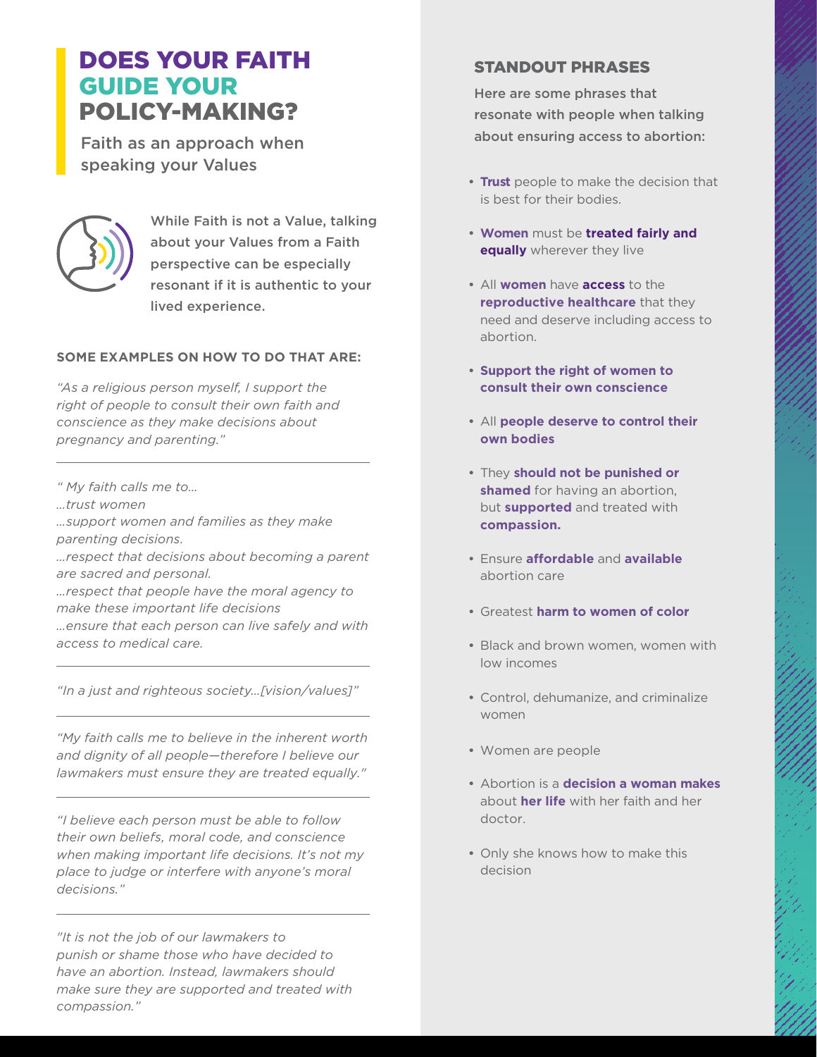# DOES YOUR FAITH GUIDE YOUR POLICY-MAKING?

Faith as an approach when speaking your Values

While Faith is not a Value, talking about your Values from a Faith perspective can be especially resonant if it is authentic to your lived experience.

**SOME EXAMPLES ON HOW TO DO THAT ARE:**

*"As a religious person myself, I support the right of people to consult their own faith and conscience as they make decisions about pregnancy and parenting."*

---

*" My faith calls me to...*
*...trust women*
*...support women and families as they make parenting decisions.*
*...respect that decisions about becoming a parent are sacred and personal.*
*...respect that people have the moral agency to make these important life decisions*
*...ensure that each person can live safely and with access to medical care.*

---

*"In a just and righteous society...[vision/values]"*

---

*"My faith calls me to believe in the inherent worth and dignity of all people—therefore I believe our lawmakers must ensure they are treated equally."*

---

*"I believe each person must be able to follow their own beliefs, moral code, and conscience when making important life decisions. It's not my place to judge or interfere with anyone's moral decisions."*

---

*"It is not the job of our lawmakers to punish or shame those who have decided to have an abortion. Instead, lawmakers should make sure they are supported and treated with compassion."*

## STANDOUT PHRASES

Here are some phrases that resonate with people when talking about ensuring access to abortion:

- **Trust** people to make the decision that is best for their bodies.
- **Women** must be **treated fairly and equally** wherever they live
- All **women** have **access** to the **reproductive healthcare** that they need and deserve including access to abortion.
- **Support the right of women to consult their own conscience**
- All **people deserve to control their own bodies**
- They **should not be punished or shamed** for having an abortion, but **supported** and treated with **compassion.**
- Ensure **affordable** and **available** abortion care
- Greatest **harm to women of color**
- Black and brown women, women with low incomes
- Control, dehumanize, and criminalize women
- Women are people
- Abortion is a **decision a woman makes** about **her life** with her faith and her doctor.
- Only she knows how to make this decision